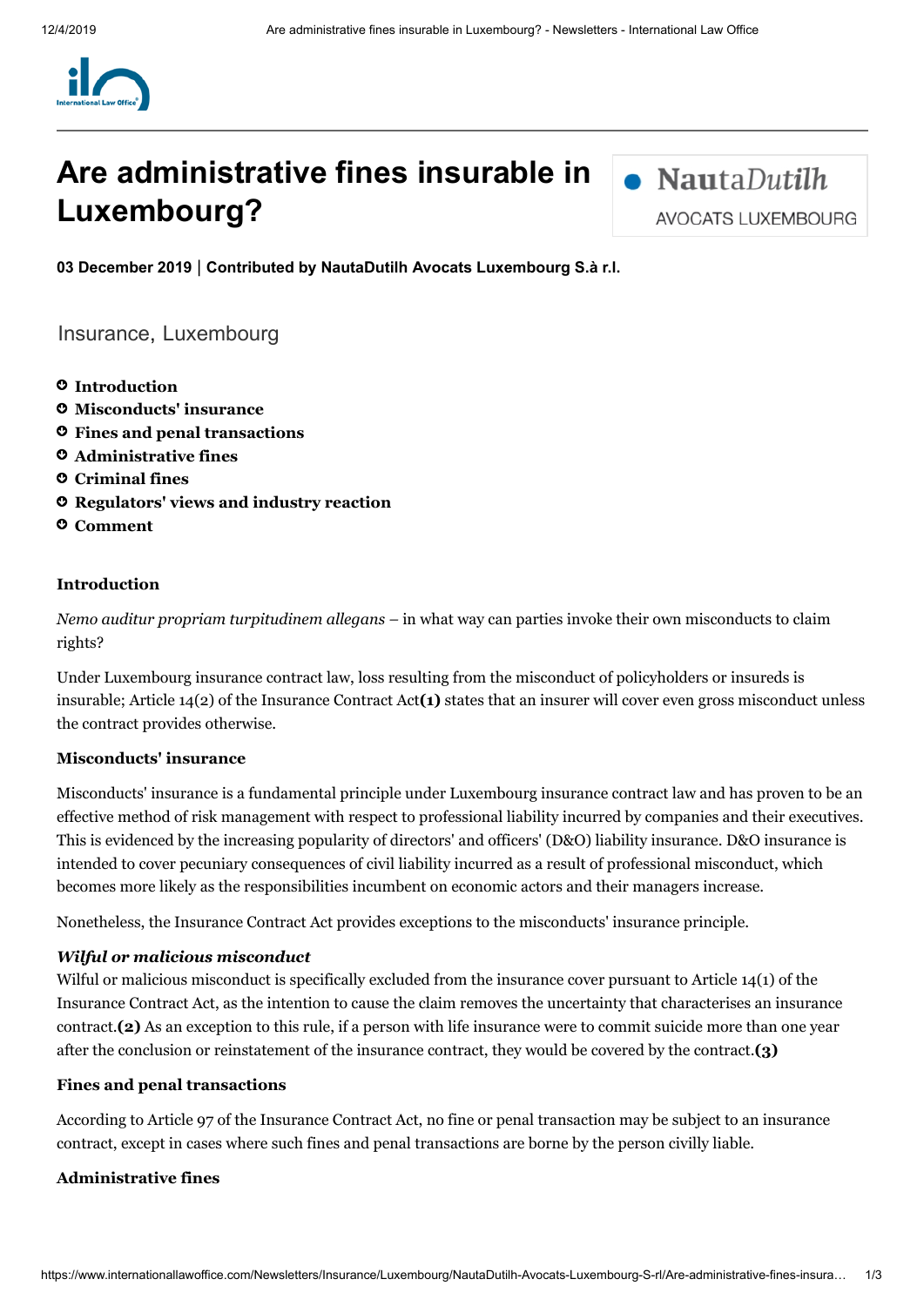# Are administrative fines insurable in Luxembourg?

**03 December 2019 | Contributed by NautaDutilh Avocats Luxembourg S.à r.l.**

Insurance, Luxembourg

- **Introduction**
- **Misconducts' insurance**
- **Fines and penal transactions**
- **Administrative fines**
- **Criminal fines**
- **Regulators' views and industry reaction**
- **Comment**

### Introduction

*Nemo auditur propriam turpitudinem allegans* – in what way can parties invoke their own misconducts to claim rights?

Under Luxembourg insurance contract law, loss resulting from the misconduct of policyholders or insureds is insurable; Article 14(2) of the Insurance Contract Act**(1)** states that an insurer will cover even gross misconduct unless the contract provides otherwise.

### Misconducts' insurance

Misconducts' insurance is a fundamental principle under Luxembourg insurance contract law and has proven to be an effective method of risk management with respect to professional liability incurred by companies and their executives. This is evidenced by the increasing popularity of directors' and officers' (D&O) liability insurance. D&O insurance is intended to cover pecuniary consequences of civil liability incurred as a result of professional misconduct, which becomes more likely as the responsibilities incumbent on economic actors and their managers increase.

Nonetheless, the Insurance Contract Act provides exceptions to the misconducts' insurance principle.

#### *Wilful or malicious misconduct*

Wilful or malicious misconduct is specifically excluded from the insurance cover pursuant to Article 14(1) of the Insurance Contract Act, as the intention to cause the claim removes the uncertainty that characterises an insurance contract.**(2)** As an exception to this rule, if a person with life insurance were to commit suicide more than one year after the conclusion or reinstatement of the insurance contract, they would be covered by the contract.**(3)**

### Fines and penal transactions

According to Article 97 of the Insurance Contract Act, no fine or penal transaction may be subject to an insurance contract, except in cases where such fines and penal transactions are borne by the person civilly liable.

### Administrative fines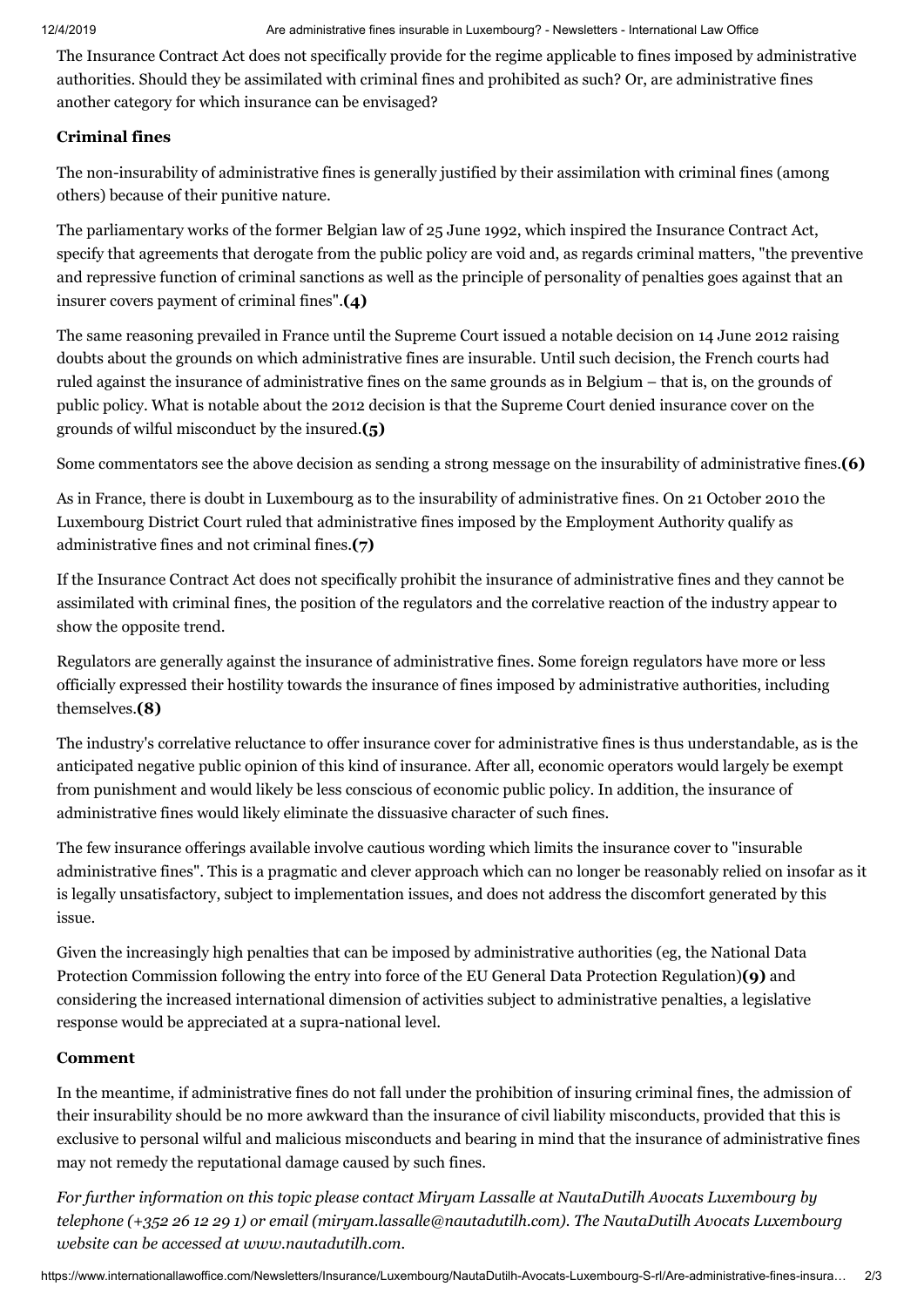The Insurance Contract Act does not specifically provide for the regime applicable to fines imposed by administrative authorities. Should they be assimilated with criminal fines and prohibited as such? Or, are administrative fines another category for which insurance can be envisaged?

## Criminal fines

The non-insurability of administrative fines is generally justified by their assimilation with criminal fines (among others) because of their punitive nature.

The parliamentary works of the former Belgian law of 25 June 1992, which inspired the Insurance Contract Act, specify that agreements that derogate from the public policy are void and, as regards criminal matters, "the preventive and repressive function of criminal sanctions as well as the principle of personality of penalties goes against that an insurer covers payment of criminal fines".**(4)**

The same reasoning prevailed in France until the Supreme Court issued a notable decision on 14 June 2012 raising doubts about the grounds on which administrative fines are insurable. Until such decision, the French courts had ruled against the insurance of administrative fines on the same grounds as in Belgium – that is, on the grounds of public policy. What is notable about the 2012 decision is that the Supreme Court denied insurance cover on the grounds of wilful misconduct by the insured.**(5)**

Some commentators see the above decision as sending a strong message on the insurability of administrative fines.**(6)**

As in France, there is doubt in Luxembourg as to the insurability of administrative fines. On 21 October 2010 the Luxembourg District Court ruled that administrative fines imposed by the Employment Authority qualify as administrative fines and not criminal fines.**(7)**

If the Insurance Contract Act does not specifically prohibit the insurance of administrative fines and they cannot be assimilated with criminal fines, the position of the regulators and the correlative reaction of the industry appear to show the opposite trend.

Regulators are generally against the insurance of administrative fines. Some foreign regulators have more or less officially expressed their hostility towards the insurance of fines imposed by administrative authorities, including themselves.**(8)**

The industry's correlative reluctance to offer insurance cover for administrative fines is thus understandable, as is the anticipated negative public opinion of this kind of insurance. After all, economic operators would largely be exempt from punishment and would likely be less conscious of economic public policy. In addition, the insurance of administrative fines would likely eliminate the dissuasive character of such fines.

The few insurance offerings available involve cautious wording which limits the insurance cover to "insurable administrative fines". This is a pragmatic and clever approach which can no longer be reasonably relied on insofar as it is legally unsatisfactory, subject to implementation issues, and does not address the discomfort generated by this issue.

Given the increasingly high penalties that can be imposed by administrative authorities (eg, the National Data Protection Commission following the entry into force of the EU General Data Protection Regulation)**(9)** and considering the increased international dimension of activities subject to administrative penalties, a legislative response would be appreciated at a supra-national level.

## Comment

In the meantime, if administrative fines do not fall under the prohibition of insuring criminal fines, the admission of their insurability should be no more awkward than the insurance of civil liability misconducts, provided that this is exclusive to personal wilful and malicious misconducts and bearing in mind that the insurance of administrative fines may not remedy the reputational damage caused by such fines.

*For further information on this topic please contact Miryam Lassalle at NautaDutilh Avocats Luxembourg by telephone (+352 26 12 29 1) or email (miryam.lassalle@nautadutilh.com). The NautaDutilh Avocats Luxembourg website can be accessed at www.nautadutilh.com.*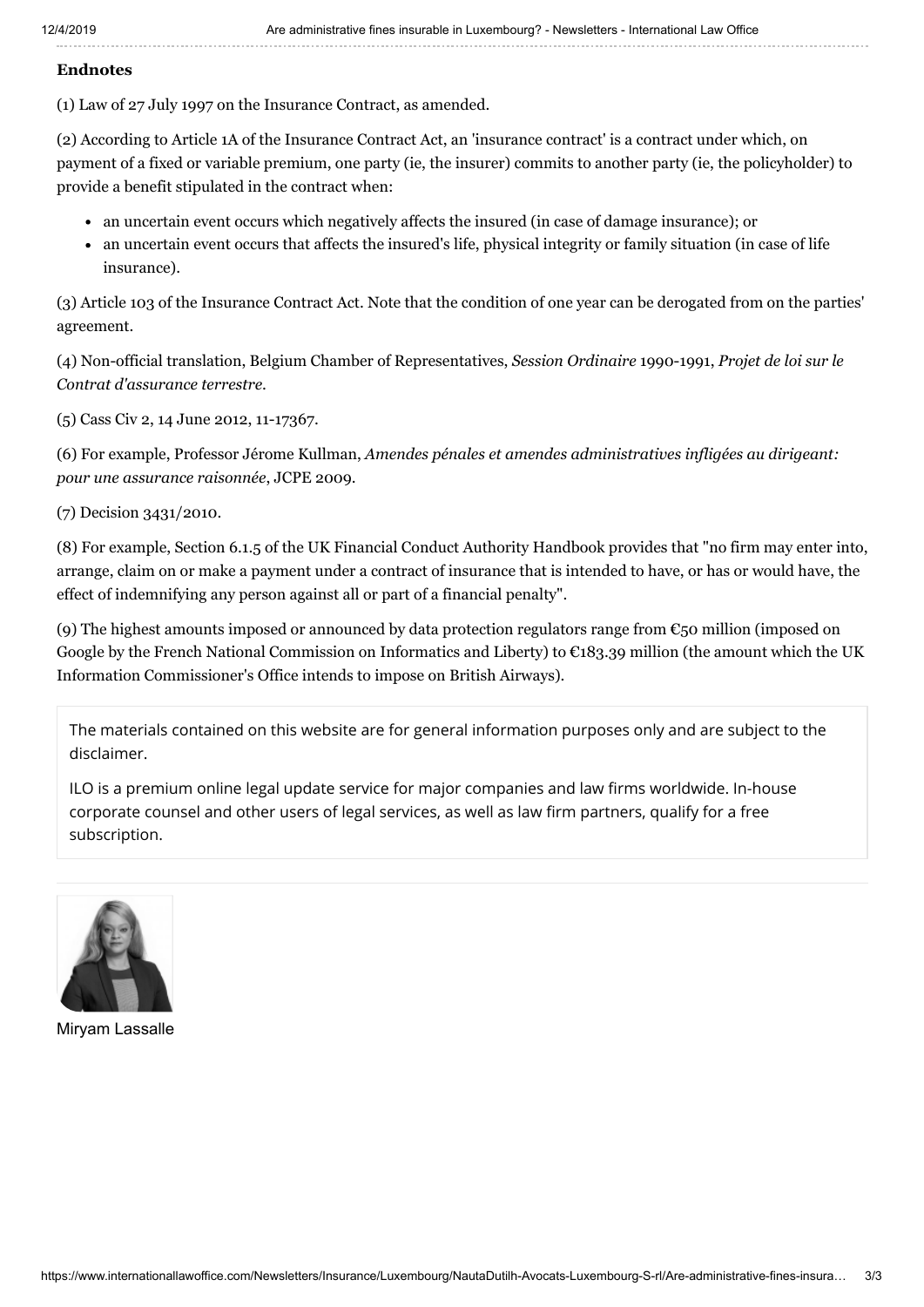**Endnotes**

(1) Law of 27 July 1997 on the Insurance Contract, as amended.

(2) According to Article 1A of the Insurance Contract Act, an 'insurance contract' is a contract under which, on payment of a fixed or variable premium, one party (ie, the insurer) commits to another party (ie, the policyholder) to provide a benefit stipulated in the contract when:

- an uncertain event occurs which negatively affects the insured (in case of damage insurance); or
- an uncertain event occurs that affects the insured's life, physical integrity or family situation (in case of life insurance).

(3) Article 103 of the Insurance Contract Act. Note that the condition of one year can be derogated from on the parties' agreement.

(4) Non-official translation, Belgium Chamber of Representatives, *Session Ordinaire* 1990-1991, *Projet de loi sur le Contrat d'assurance terrestre*.

(5) Cass Civ 2, 14 June 2012, 11-17367.

(6) For example, Professor Jérome Kullman, *Amendes pénales et amendes administratives infligées au dirigeant: pour une assurance raisonnée*, JCPE 2009.

(7) Decision 3431/2010.

(8) For example, Section 6.1.5 of the UK Financial Conduct Authority Handbook provides that "no firm may enter into, arrange, claim on or make a payment under a contract of insurance that is intended to have, or has or would have, the effect of indemnifying any person against all or part of a financial penalty".

(9) The highest amounts imposed or announced by data protection regulators range from €50 million (imposed on Google by the French National Commission on Informatics and Liberty) to €183.39 million (the amount which the UK Information Commissioner's Office intends to impose on British Airways).

The materials contained on this website are for general information purposes only and are subject to the disclaimer.

ILO is a premium online legal update service for major companies and law firms worldwide. In-house corporate counsel and other users of legal services, as well as law firm partners, qualify for a free subscription.

Miryam Lassalle